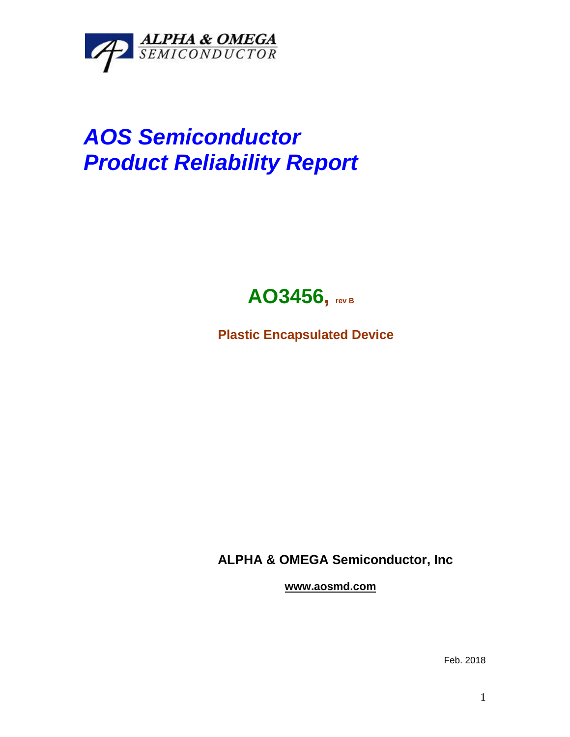ALPHA & OMEGA
SEMICONDUCTOR

# AOS Semiconductor
# Product Reliability Report

## AO3456, rev B

**Plastic Encapsulated Device**

**ALPHA & OMEGA Semiconductor, Inc**

**www.aosmd.com**

Feb. 2018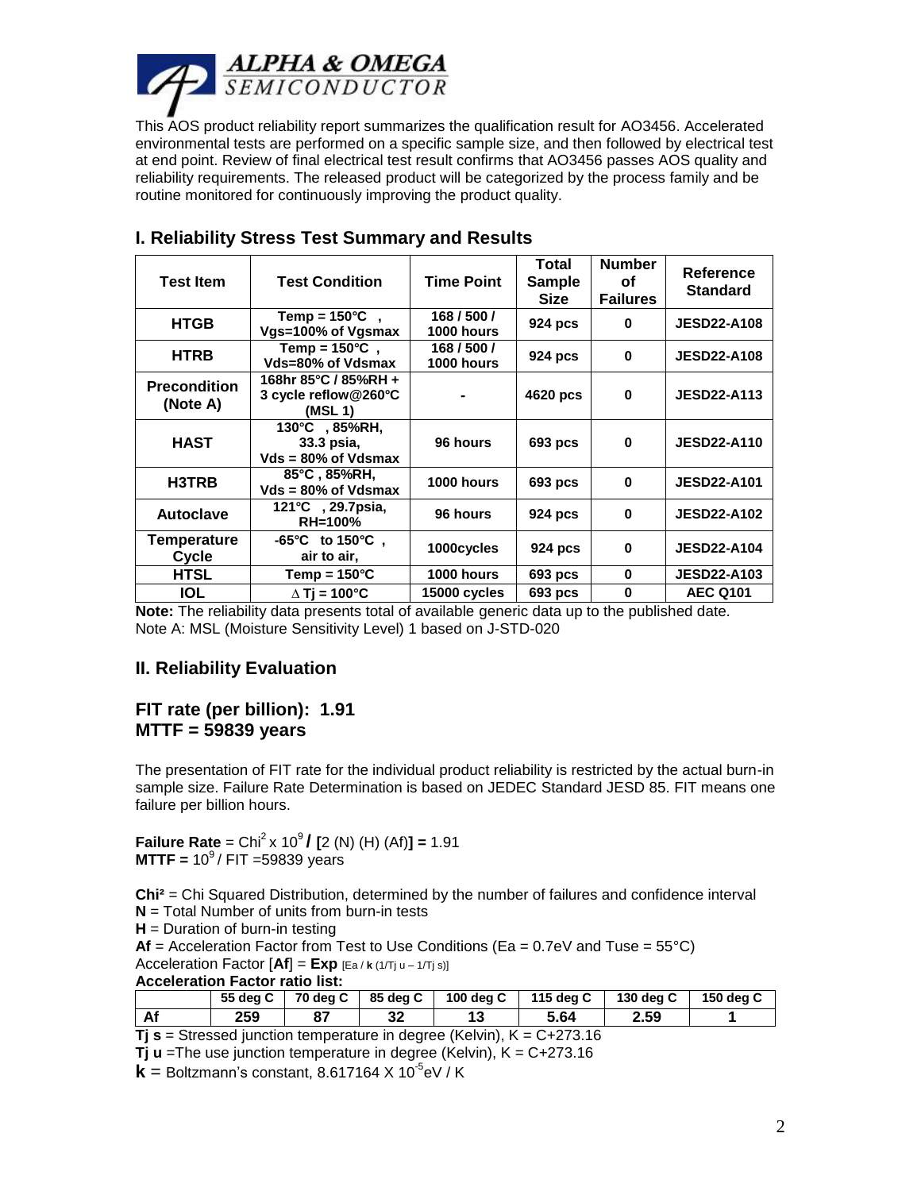This AOS product reliability report summarizes the qualification result for AO3456. Accelerated environmental tests are performed on a specific sample size, and then followed by electrical test at end point. Review of final electrical test result confirms that AO3456 passes AOS quality and reliability requirements. The released product will be categorized by the process family and be routine monitored for continuously improving the product quality.

## I. Reliability Stress Test Summary and Results

| Test Item | Test Condition | Time Point | Total Sample Size | Number of Failures | Reference Standard |
|---|---|---|---|---|---|
| HTGB | Temp = 150°C , Vgs=100% of Vgsmax | 168 / 500 / 1000 hours | 924 pcs | 0 | JESD22-A108 |
| HTRB | Temp = 150°C , Vds=80% of Vdsmax | 168 / 500 / 1000 hours | 924 pcs | 0 | JESD22-A108 |
| Precondition (Note A) | 168hr 85°C / 85%RH + 3 cycle reflow@260°C (MSL 1) | - | 4620 pcs | 0 | JESD22-A113 |
| HAST | 130°C , 85%RH, 33.3 psia, Vds = 80% of Vdsmax | 96 hours | 693 pcs | 0 | JESD22-A110 |
| H3TRB | 85°C , 85%RH, Vds = 80% of Vdsmax | 1000 hours | 693 pcs | 0 | JESD22-A101 |
| Autoclave | 121°C , 29.7psia, RH=100% | 96 hours | 924 pcs | 0 | JESD22-A102 |
| Temperature Cycle | -65°C to 150°C , air to air, | 1000cycles | 924 pcs | 0 | JESD22-A104 |
| HTSL | Temp = 150°C | 1000 hours | 693 pcs | 0 | JESD22-A103 |
| IOL | $\Delta$ Tj = 100°C | 15000 cycles | 693 pcs | 0 | AEC Q101 |

**Note:** The reliability data presents total of available generic data up to the published date.
Note A: MSL (Moisture Sensitivity Level) 1 based on J-STD-020

## II. Reliability Evaluation

### FIT rate (per billion): 1.91
### MTTF = 59839 years

The presentation of FIT rate for the individual product reliability is restricted by the actual burn-in sample size. Failure Rate Determination is based on JEDEC Standard JESD 85. FIT means one failure per billion hours.

**Failure Rate** = $Chi^2 \times 10^9$ **/ [**2 (N) (H) (Af)**] =** 1.91
**MTTF =** $10^9$ / FIT =59839 years

**Chi²** = Chi Squared Distribution, determined by the number of failures and confidence interval
**N** = Total Number of units from burn-in tests
**H** = Duration of burn-in testing
**Af** = Acceleration Factor from Test to Use Conditions (Ea = 0.7eV and Tuse = 55°C)
Acceleration Factor [**Af**] = **Exp** [Ea / **k** (1/Tj u – 1/Tj s)]
**Acceleration Factor ratio list:**

| | 55 deg C | 70 deg C | 85 deg C | 100 deg C | 115 deg C | 130 deg C | 150 deg C |
|---|---|---|---|---|---|---|---|
| Af | 259 | 87 | 32 | 13 | 5.64 | 2.59 | 1 |

**Tj s** = Stressed junction temperature in degree (Kelvin), K = C+273.16
**Tj u** =The use junction temperature in degree (Kelvin), K = C+273.16
**k** = Boltzmann's constant, 8.617164 X $10^{-5}$eV / K